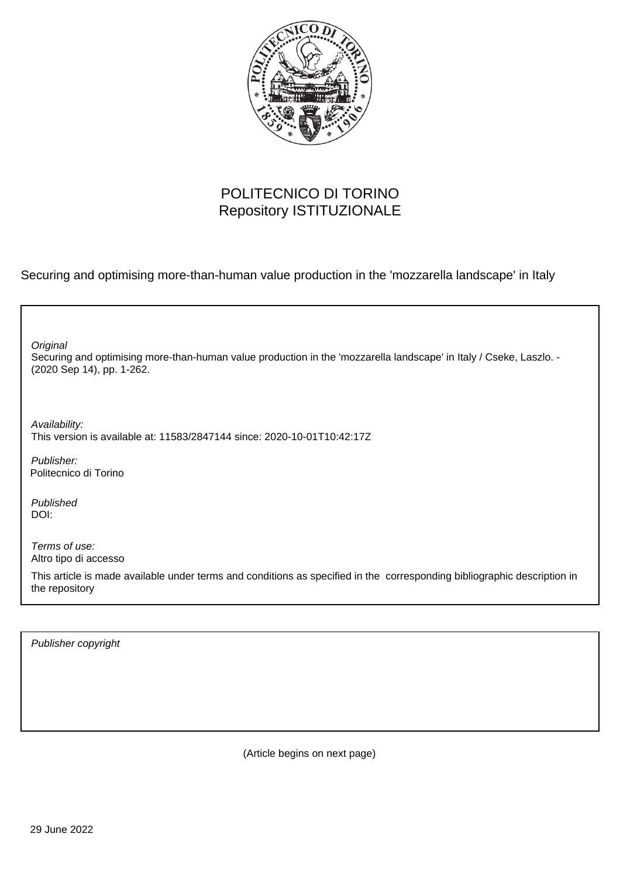POLITECNICO DI TORINO
Repository ISTITUZIONALE

Securing and optimising more-than-human value production in the 'mozzarella landscape' in Italy

*Original*
Securing and optimising more-than-human value production in the 'mozzarella landscape' in Italy / Cseke, Laszlo. - (2020 Sep 14), pp. 1-262.

*Availability:*
This version is available at: 11583/2847144 since: 2020-10-01T10:42:17Z

*Publisher:*
Politecnico di Torino

*Published*
DOI:

*Terms of use:*
Altro tipo di accesso

This article is made available under terms and conditions as specified in the corresponding bibliographic description in the repository

*Publisher copyright*

(Article begins on next page)

29 June 2022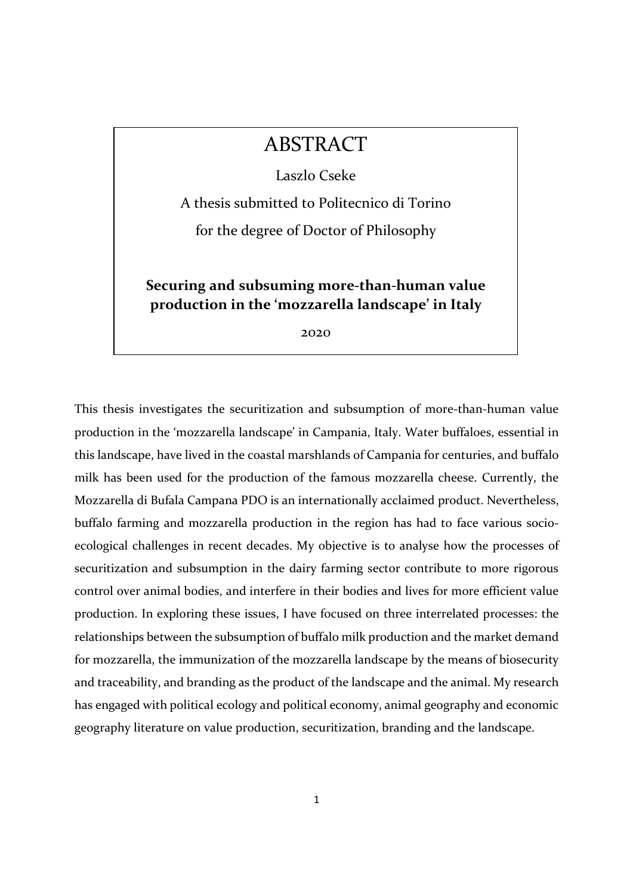# ABSTRACT

Laszlo Cseke

A thesis submitted to Politecnico di Torino

for the degree of Doctor of Philosophy

**Securing and subsuming more-than-human value production in the 'mozzarella landscape' in Italy**

2020

This thesis investigates the securitization and subsumption of more-than-human value production in the 'mozzarella landscape' in Campania, Italy. Water buffaloes, essential in this landscape, have lived in the coastal marshlands of Campania for centuries, and buffalo milk has been used for the production of the famous mozzarella cheese. Currently, the Mozzarella di Bufala Campana PDO is an internationally acclaimed product. Nevertheless, buffalo farming and mozzarella production in the region has had to face various socio-ecological challenges in recent decades. My objective is to analyse how the processes of securitization and subsumption in the dairy farming sector contribute to more rigorous control over animal bodies, and interfere in their bodies and lives for more efficient value production. In exploring these issues, I have focused on three interrelated processes: the relationships between the subsumption of buffalo milk production and the market demand for mozzarella, the immunization of the mozzarella landscape by the means of biosecurity and traceability, and branding as the product of the landscape and the animal. My research has engaged with political ecology and political economy, animal geography and economic geography literature on value production, securitization, branding and the landscape.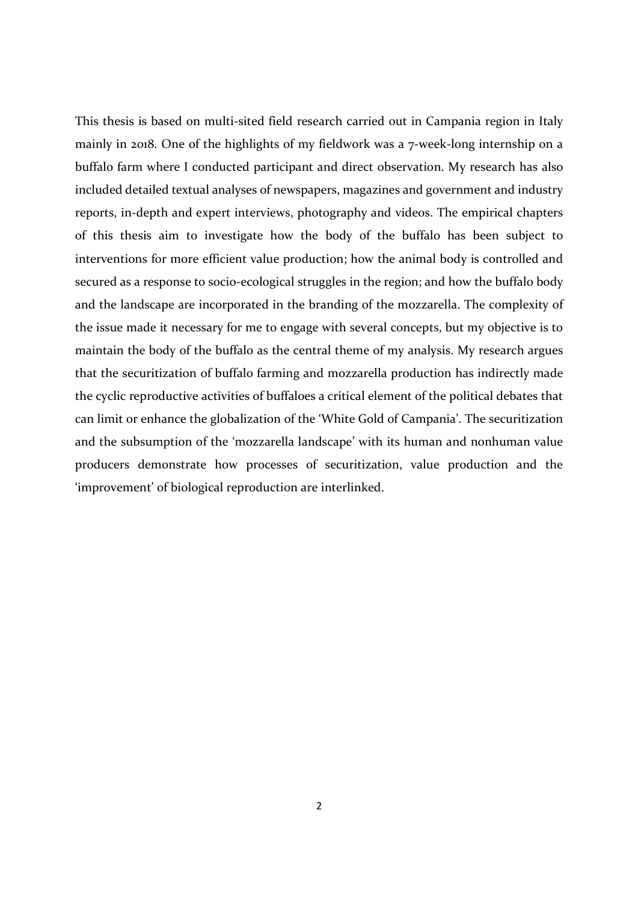This thesis is based on multi-sited field research carried out in Campania region in Italy mainly in 2018. One of the highlights of my fieldwork was a 7-week-long internship on a buffalo farm where I conducted participant and direct observation. My research has also included detailed textual analyses of newspapers, magazines and government and industry reports, in-depth and expert interviews, photography and videos. The empirical chapters of this thesis aim to investigate how the body of the buffalo has been subject to interventions for more efficient value production; how the animal body is controlled and secured as a response to socio-ecological struggles in the region; and how the buffalo body and the landscape are incorporated in the branding of the mozzarella. The complexity of the issue made it necessary for me to engage with several concepts, but my objective is to maintain the body of the buffalo as the central theme of my analysis. My research argues that the securitization of buffalo farming and mozzarella production has indirectly made the cyclic reproductive activities of buffaloes a critical element of the political debates that can limit or enhance the globalization of the 'White Gold of Campania'. The securitization and the subsumption of the 'mozzarella landscape' with its human and nonhuman value producers demonstrate how processes of securitization, value production and the 'improvement' of biological reproduction are interlinked.